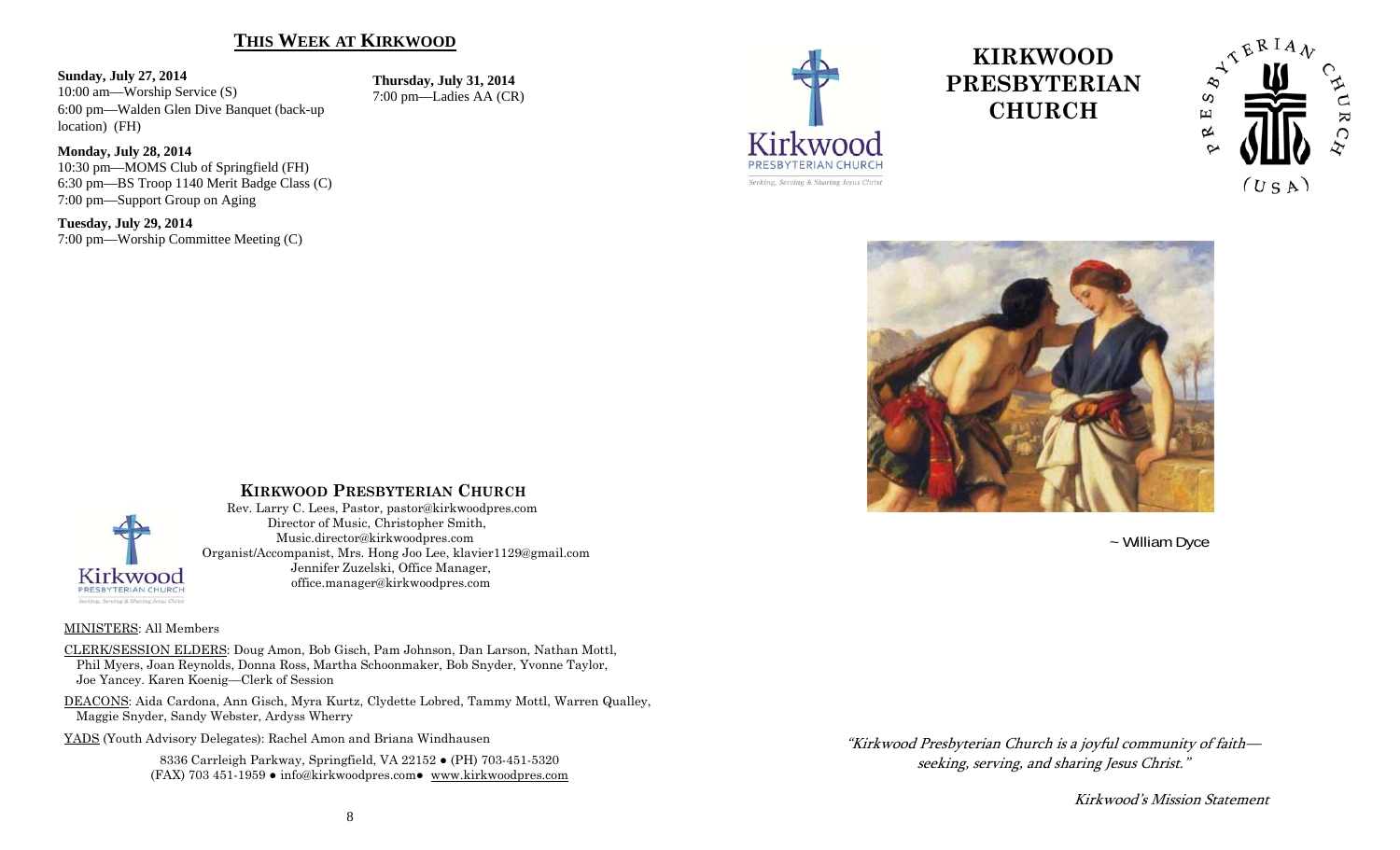## THIS WEEK AT KIRKWOOD

**Sunday, July 27, 2014**
10:00 am—Worship Service (S)
6:00 pm—Walden Glen Dive Banquet (back-up location) (FH)

**Monday, July 28, 2014**
10:30 pm—MOMS Club of Springfield (FH)
6:30 pm—BS Troop 1140 Merit Badge Class (C)
7:00 pm—Support Group on Aging

**Tuesday, July 29, 2014**
7:00 pm—Worship Committee Meeting (C)

**Thursday, July 31, 2014**
7:00 pm—Ladies AA (CR)

### KIRKWOOD PRESBYTERIAN CHURCH

Rev. Larry C. Lees, Pastor, pastor@kirkwoodpres.com
Director of Music, Christopher Smith, Music.director@kirkwoodpres.com
Organist/Accompanist, Mrs. Hong Joo Lee, klavier1129@gmail.com
Jennifer Zuzelski, Office Manager, office.manager@kirkwoodpres.com

MINISTERS: All Members

CLERK/SESSION ELDERS: Doug Amon, Bob Gisch, Pam Johnson, Dan Larson, Nathan Mottl, Phil Myers, Joan Reynolds, Donna Ross, Martha Schoonmaker, Bob Snyder, Yvonne Taylor, Joe Yancey. Karen Koenig—Clerk of Session

DEACONS: Aida Cardona, Ann Gisch, Myra Kurtz, Clydette Lobred, Tammy Mottl, Warren Qualley, Maggie Snyder, Sandy Webster, Ardyss Wherry

YADS (Youth Advisory Delegates): Rachel Amon and Briana Windhausen

8336 Carrleigh Parkway, Springfield, VA 22152 ● (PH) 703-451-5320
(FAX) 703 451-1959 ● info@kirkwoodpres.com● www.kirkwoodpres.com

# KIRKWOOD PRESBYTERIAN CHURCH

Kirkwood Presbyterian Church — Seeking, Serving & Sharing Jesus Christ

Presbyterian Church (USA)

~ William Dyce

*"Kirkwood Presbyterian Church is a joyful community of faith—seeking, serving, and sharing Jesus Christ."*

*Kirkwood's Mission Statement*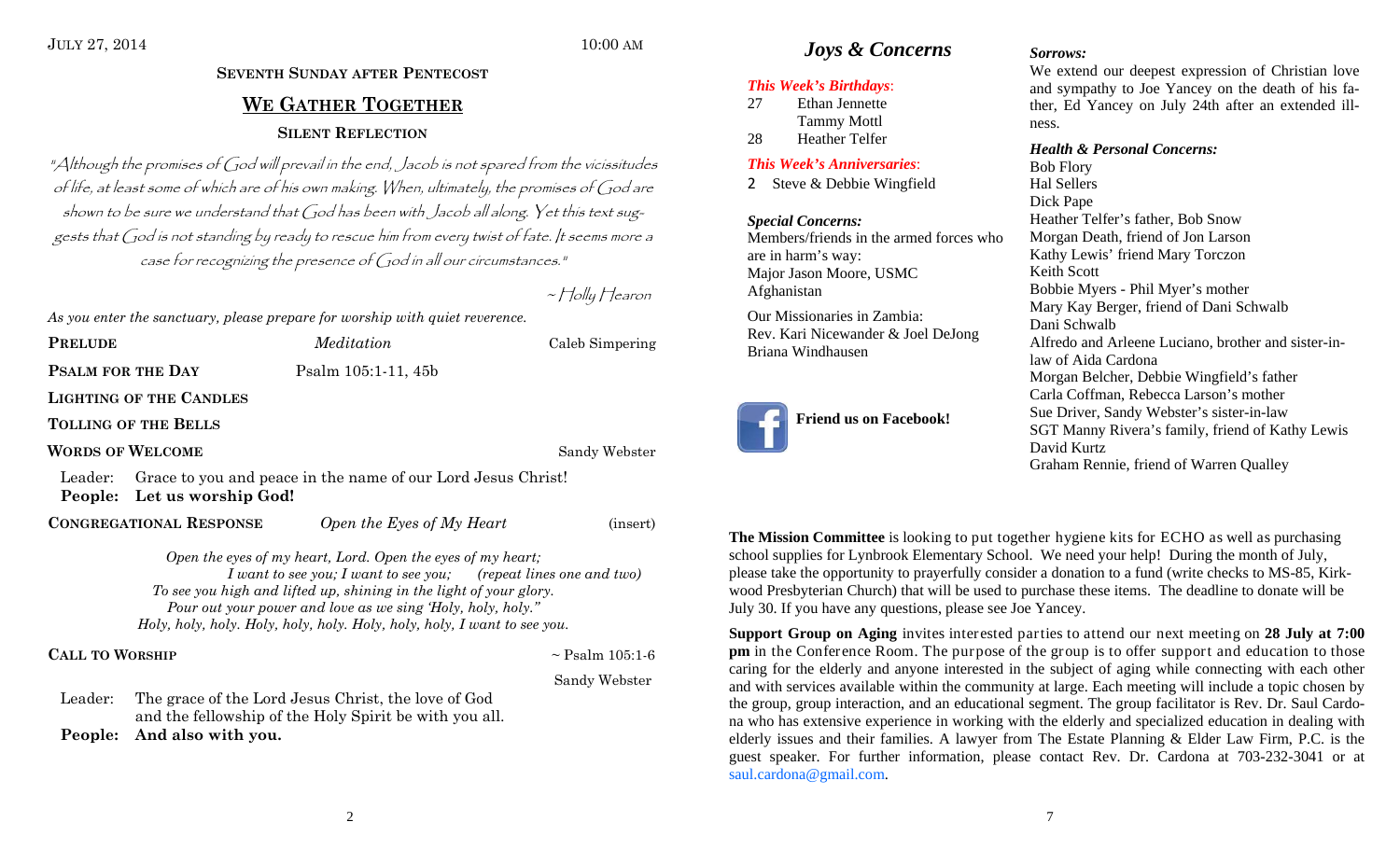JULY 27, 2014 — 10:00 AM

### SEVENTH SUNDAY AFTER PENTECOST

## WE GATHER TOGETHER

### SILENT REFLECTION

*"Although the promises of God will prevail in the end, Jacob is not spared from the vicissitudes of life, at least some of which are of his own making. When, ultimately, the promises of God are shown to be sure we understand that God has been with Jacob all along. Yet this text suggests that God is not standing by ready to rescue him from every twist of fate. It seems more a case for recognizing the presence of God in all our circumstances."*

~ Holly Hearon

*As you enter the sanctuary, please prepare for worship with quiet reverence.*

**PRELUDE** — *Meditation* — Caleb Simpering

**PSALM FOR THE DAY** — Psalm 105:1-11, 45b

**LIGHTING OF THE CANDLES**

**TOLLING OF THE BELLS**

**WORDS OF WELCOME** — Sandy Webster

Leader: Grace to you and peace in the name of our Lord Jesus Christ!
**People: Let us worship God!**

**CONGREGATIONAL RESPONSE** — *Open the Eyes of My Heart* — (insert)

*Open the eyes of my heart, Lord. Open the eyes of my heart;*
*I want to see you; I want to see you; (repeat lines one and two)*
*To see you high and lifted up, shining in the light of your glory.*
*Pour out your power and love as we sing 'Holy, holy, holy."*
*Holy, holy, holy. Holy, holy, holy. Holy, holy, holy, I want to see you.*

**CALL TO WORSHIP** — ~ Psalm 105:1-6 — Sandy Webster

Leader: The grace of the Lord Jesus Christ, the love of God and the fellowship of the Holy Spirit be with you all.
**People: And also with you.**

## *Joys & Concerns*

***This Week's Birthdays*:**

27 Ethan Jennette
Tammy Mottl
28 Heather Telfer

***This Week's Anniversaries*:**

2 Steve & Debbie Wingfield

***Special Concerns:***

Members/friends in the armed forces who are in harm's way:
Major Jason Moore, USMC
Afghanistan

Our Missionaries in Zambia:
Rev. Kari Nicewander & Joel DeJong
Briana Windhausen

**Friend us on Facebook!**

***Sorrows:***

We extend our deepest expression of Christian love and sympathy to Joe Yancey on the death of his father, Ed Yancey on July 24th after an extended illness.

***Health & Personal Concerns:***

Bob Flory
Hal Sellers
Dick Pape
Heather Telfer's father, Bob Snow
Morgan Death, friend of Jon Larson
Kathy Lewis' friend Mary Torczon
Keith Scott
Bobbie Myers - Phil Myer's mother
Mary Kay Berger, friend of Dani Schwalb
Dani Schwalb
Alfredo and Arleene Luciano, brother and sister-in-law of Aida Cardona
Morgan Belcher, Debbie Wingfield's father
Carla Coffman, Rebecca Larson's mother
Sue Driver, Sandy Webster's sister-in-law
SGT Manny Rivera's family, friend of Kathy Lewis
David Kurtz
Graham Rennie, friend of Warren Qualley

**The Mission Committee** is looking to put together hygiene kits for ECHO as well as purchasing school supplies for Lynbrook Elementary School. We need your help! During the month of July, please take the opportunity to prayerfully consider a donation to a fund (write checks to MS-85, Kirkwood Presbyterian Church) that will be used to purchase these items. The deadline to donate will be July 30. If you have any questions, please see Joe Yancey.

**Support Group on Aging** invites interested parties to attend our next meeting on **28 July at 7:00 pm** in the Conference Room. The purpose of the group is to offer support and education to those caring for the elderly and anyone interested in the subject of aging while connecting with each other and with services available within the community at large. Each meeting will include a topic chosen by the group, group interaction, and an educational segment. The group facilitator is Rev. Dr. Saul Cardona who has extensive experience in working with the elderly and specialized education in dealing with elderly issues and their families. A lawyer from The Estate Planning & Elder Law Firm, P.C. is the guest speaker. For further information, please contact Rev. Dr. Cardona at 703-232-3041 or at saul.cardona@gmail.com.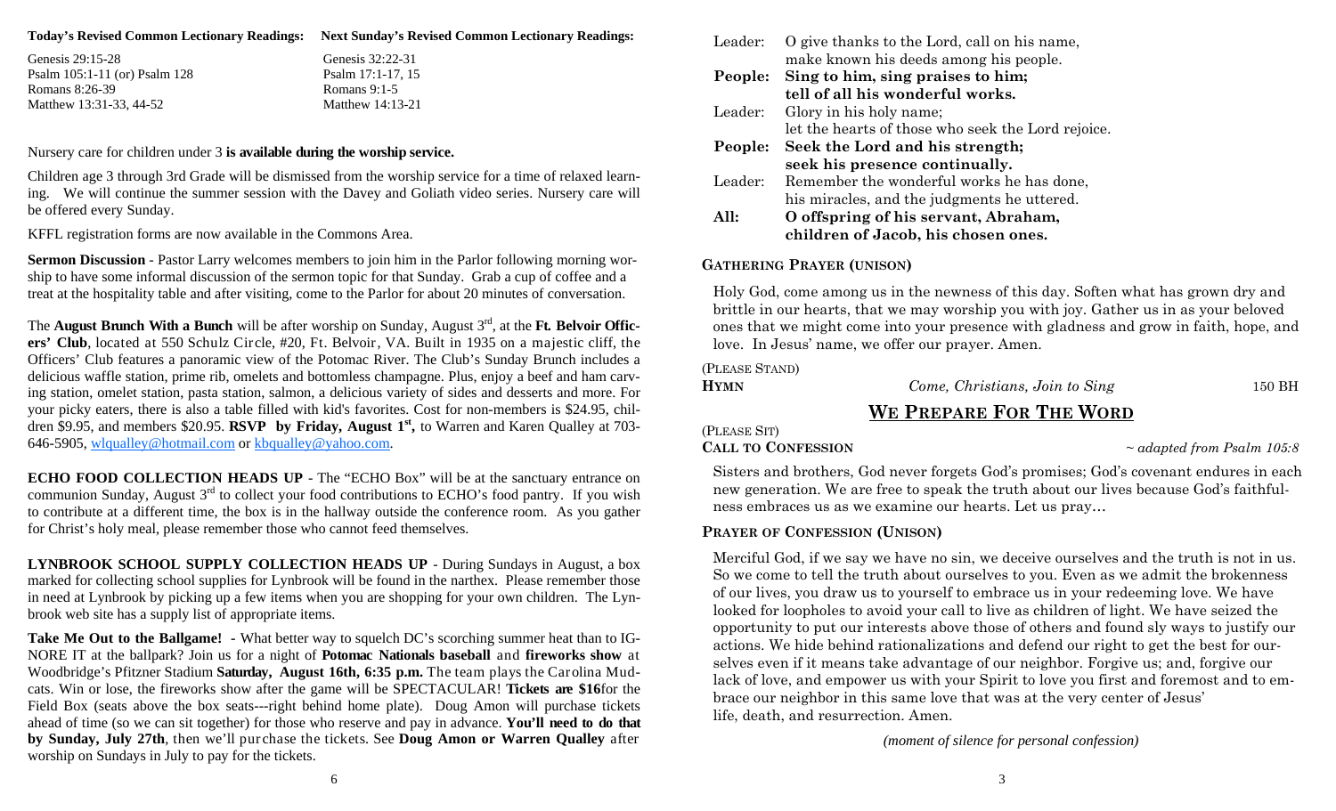**Today's Revised Common Lectionary Readings:**

Genesis 29:15-28
Psalm 105:1-11 (or) Psalm 128
Romans 8:26-39
Matthew 13:31-33, 44-52

**Next Sunday's Revised Common Lectionary Readings:**

Genesis 32:22-31
Psalm 17:1-17, 15
Romans 9:1-5
Matthew 14:13-21

Nursery care for children under 3 **is available during the worship service.**

Children age 3 through 3rd Grade will be dismissed from the worship service for a time of relaxed learning. We will continue the summer session with the Davey and Goliath video series. Nursery care will be offered every Sunday.

KFFL registration forms are now available in the Commons Area.

**Sermon Discussion** - Pastor Larry welcomes members to join him in the Parlor following morning worship to have some informal discussion of the sermon topic for that Sunday. Grab a cup of coffee and a treat at the hospitality table and after visiting, come to the Parlor for about 20 minutes of conversation.

The **August Brunch With a Bunch** will be after worship on Sunday, August 3rd, at the **Ft. Belvoir Officers' Club**, located at 550 Schulz Circle, #20, Ft. Belvoir, VA. Built in 1935 on a majestic cliff, the Officers' Club features a panoramic view of the Potomac River. The Club's Sunday Brunch includes a delicious waffle station, prime rib, omelets and bottomless champagne. Plus, enjoy a beef and ham carving station, omelet station, pasta station, salmon, a delicious variety of sides and desserts and more. For your picky eaters, there is also a table filled with kid's favorites. Cost for non-members is $24.95, children $9.95, and members $20.95. **RSVP by Friday, August 1st,** to Warren and Karen Qualley at 703-646-5905, wlqualley@hotmail.com or kbqualley@yahoo.com.

**ECHO FOOD COLLECTION HEADS UP** - The "ECHO Box" will be at the sanctuary entrance on communion Sunday, August 3rd to collect your food contributions to ECHO's food pantry. If you wish to contribute at a different time, the box is in the hallway outside the conference room. As you gather for Christ's holy meal, please remember those who cannot feed themselves.

**LYNBROOK SCHOOL SUPPLY COLLECTION HEADS UP** - During Sundays in August, a box marked for collecting school supplies for Lynbrook will be found in the narthex. Please remember those in need at Lynbrook by picking up a few items when you are shopping for your own children. The Lynbrook web site has a supply list of appropriate items.

**Take Me Out to the Ballgame!** - What better way to squelch DC's scorching summer heat than to IGNORE IT at the ballpark? Join us for a night of **Potomac Nationals baseball** and **fireworks show** at Woodbridge's Pfitzner Stadium **Saturday, August 16th, 6:35 p.m.** The team plays the Carolina Mudcats. Win or lose, the fireworks show after the game will be SPECTACULAR! **Tickets are $16** for the Field Box (seats above the box seats---right behind home plate). Doug Amon will purchase tickets ahead of time (so we can sit together) for those who reserve and pay in advance. **You'll need to do that by Sunday, July 27th**, then we'll purchase the tickets. See **Doug Amon or Warren Qualley** after worship on Sundays in July to pay for the tickets.

Leader: O give thanks to the Lord, call on his name, make known his deeds among his people.
**People: Sing to him, sing praises to him; tell of all his wonderful works.**
Leader: Glory in his holy name; let the hearts of those who seek the Lord rejoice.
**People: Seek the Lord and his strength; seek his presence continually.**
Leader: Remember the wonderful works he has done, his miracles, and the judgments he uttered.
**All: O offspring of his servant, Abraham, children of Jacob, his chosen ones.**

**GATHERING PRAYER (UNISON)**

Holy God, come among us in the newness of this day. Soften what has grown dry and brittle in our hearts, that we may worship you with joy. Gather us in as your beloved ones that we might come into your presence with gladness and grow in faith, hope, and love. In Jesus' name, we offer our prayer. Amen.

(PLEASE STAND)

**HYMN** *Come, Christians, Join to Sing* 150 BH

## WE PREPARE FOR THE WORD

(PLEASE SIT)

**CALL TO CONFESSION** *~ adapted from Psalm 105:8*

Sisters and brothers, God never forgets God's promises; God's covenant endures in each new generation. We are free to speak the truth about our lives because God's faithfulness embraces us as we examine our hearts. Let us pray…

**PRAYER OF CONFESSION (UNISON)**

Merciful God, if we say we have no sin, we deceive ourselves and the truth is not in us. So we come to tell the truth about ourselves to you. Even as we admit the brokenness of our lives, you draw us to yourself to embrace us in your redeeming love. We have looked for loopholes to avoid your call to live as children of light. We have seized the opportunity to put our interests above those of others and found sly ways to justify our actions. We hide behind rationalizations and defend our right to get the best for ourselves even if it means take advantage of our neighbor. Forgive us; and, forgive our lack of love, and empower us with your Spirit to love you first and foremost and to embrace our neighbor in this same love that was at the very center of Jesus' life, death, and resurrection. Amen.

*(moment of silence for personal confession)*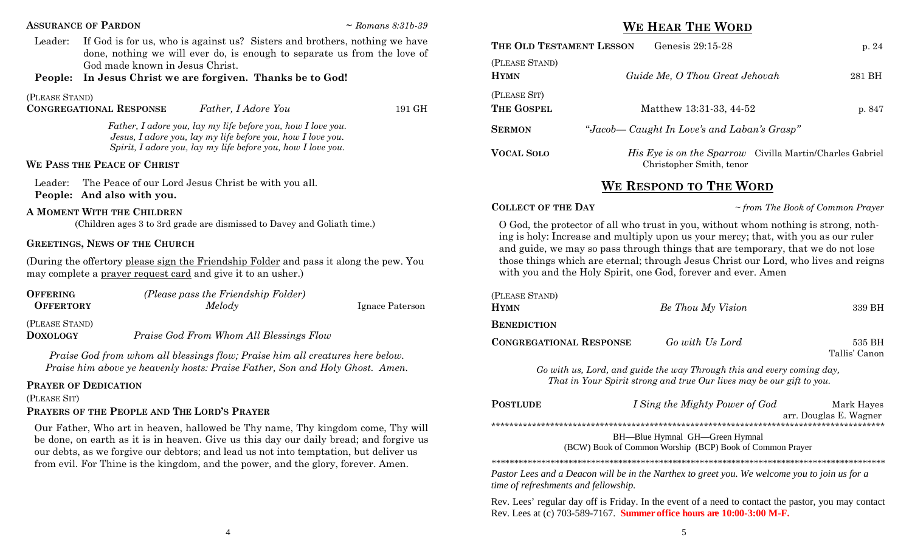**ASSURANCE OF PARDON** *~ Romans 8:31b-39*

Leader: If God is for us, who is against us? Sisters and brothers, nothing we have done, nothing we will ever do, is enough to separate us from the love of God made known in Jesus Christ.

**People: In Jesus Christ we are forgiven. Thanks be to God!**

(PLEASE STAND)

**CONGREGATIONAL RESPONSE** *Father, I Adore You* 191 GH

*Father, I adore you, lay my life before you, how I love you.*
*Jesus, I adore you, lay my life before you, how I love you.*
*Spirit, I adore you, lay my life before you, how I love you.*

**WE PASS THE PEACE OF CHRIST**

Leader: The Peace of our Lord Jesus Christ be with you all.

**People: And also with you.**

**A MOMENT WITH THE CHILDREN**

(Children ages 3 to 3rd grade are dismissed to Davey and Goliath time.)

**GREETINGS, NEWS OF THE CHURCH**

(During the offertory please sign the Friendship Folder and pass it along the pew. You may complete a prayer request card and give it to an usher.)

**OFFERING** *(Please pass the Friendship Folder)*

**OFFERTORY** *Melody* Ignace Paterson

(PLEASE STAND)

**DOXOLOGY** *Praise God From Whom All Blessings Flow*

*Praise God from whom all blessings flow; Praise him all creatures here below.*
*Praise him above ye heavenly hosts: Praise Father, Son and Holy Ghost. Amen.*

**PRAYER OF DEDICATION**

(PLEASE SIT)

**PRAYERS OF THE PEOPLE AND THE LORD'S PRAYER**

Our Father, Who art in heaven, hallowed be Thy name, Thy kingdom come, Thy will be done, on earth as it is in heaven. Give us this day our daily bread; and forgive us our debts, as we forgive our debtors; and lead us not into temptation, but deliver us from evil. For Thine is the kingdom, and the power, and the glory, forever. Amen.

## WE HEAR THE WORD

**THE OLD TESTAMENT LESSON** Genesis 29:15-28 p. 24

(PLEASE STAND)

**HYMN** *Guide Me, O Thou Great Jehovah* 281 BH

(PLEASE SIT)

**THE GOSPEL** Matthew 13:31-33, 44-52 p. 847

**SERMON** *"Jacob— Caught In Love's and Laban's Grasp"*

**VOCAL SOLO** *His Eye is on the Sparrow* Civilla Martin/Charles Gabriel
Christopher Smith, tenor

## WE RESPOND TO THE WORD

**COLLECT OF THE DAY** *~ from The Book of Common Prayer*

O God, the protector of all who trust in you, without whom nothing is strong, nothing is holy: Increase and multiply upon us your mercy; that, with you as our ruler and guide, we may so pass through things that are temporary, that we do not lose those things which are eternal; through Jesus Christ our Lord, who lives and reigns with you and the Holy Spirit, one God, forever and ever. Amen

(PLEASE STAND)

**HYMN** *Be Thou My Vision* 339 BH

**BENEDICTION**

**CONGREGATIONAL RESPONSE** *Go with Us Lord* 535 BH
Tallis' Canon

*Go with us, Lord, and guide the way Through this and every coming day,*
*That in Your Spirit strong and true Our lives may be our gift to you.*

**POSTLUDE** *I Sing the Mighty Power of God* Mark Hayes
arr. Douglas E. Wagner

*******************************************************************************************

BH—Blue Hymnal GH—Green Hymnal
(BCW) Book of Common Worship (BCP) Book of Common Prayer

*******************************************************************************************

*Pastor Lees and a Deacon will be in the Narthex to greet you. We welcome you to join us for a time of refreshments and fellowship.*

Rev. Lees' regular day off is Friday. In the event of a need to contact the pastor, you may contact Rev. Lees at (c) 703-589-7167. **Summer office hours are 10:00-3:00 M-F.**